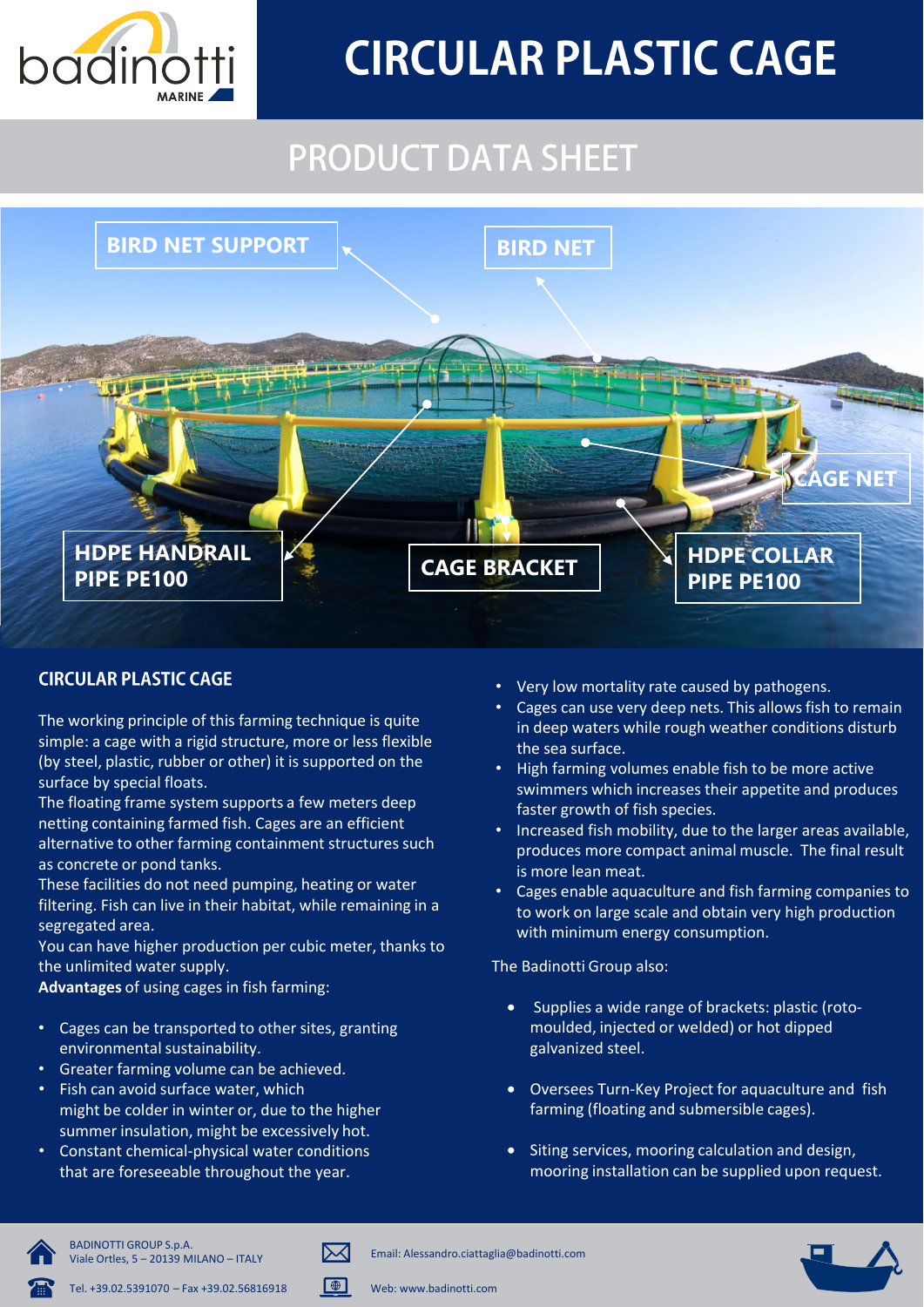# CIRCULAR PLASTIC CAGE

## PRODUCT DATA SHEET

BIRD NET SUPPORT

BIRD NET

CAGE NET

HDPE HANDRAIL PIPE PE100

CAGE BRACKET

HDPE COLLAR PIPE PE100

## CIRCULAR PLASTIC CAGE

The working principle of this farming technique is quite simple: a cage with a rigid structure, more or less flexible (by steel, plastic, rubber or other) it is supported on the surface by special floats.
The floating frame system supports a few meters deep netting containing farmed fish. Cages are an efficient alternative to other farming containment structures such as concrete or pond tanks.
These facilities do not need pumping, heating or water filtering. Fish can live in their habitat, while remaining in a segregated area.
You can have higher production per cubic meter, thanks to the unlimited water supply.
**Advantages** of using cages in fish farming:

- Cages can be transported to other sites, granting environmental sustainability.
- Greater farming volume can be achieved.
- Fish can avoid surface water, which might be colder in winter or, due to the higher summer insulation, might be excessively hot.
- Constant chemical-physical water conditions that are foreseeable throughout the year.
- Very low mortality rate caused by pathogens.
- Cages can use very deep nets. This allows fish to remain in deep waters while rough weather conditions disturb the sea surface.
- High farming volumes enable fish to be more active swimmers which increases their appetite and produces faster growth of fish species.
- Increased fish mobility, due to the larger areas available, produces more compact animal muscle. The final result is more lean meat.
- Cages enable aquaculture and fish farming companies to to work on large scale and obtain very high production with minimum energy consumption.

The Badinotti Group also:

- Supplies a wide range of brackets: plastic (roto-moulded, injected or welded) or hot dipped galvanized steel.
- Oversees Turn-Key Project for aquaculture and fish farming (floating and submersible cages).
- Siting services, mooring calculation and design, mooring installation can be supplied upon request.

BADINOTTI GROUP S.p.A.
Viale Ortles, 5 – 20139 MILANO – ITALY

Tel. +39.02.5391070 – Fax +39.02.56816918

Email: Alessandro.ciattaglia@badinotti.com

Web: www.badinotti.com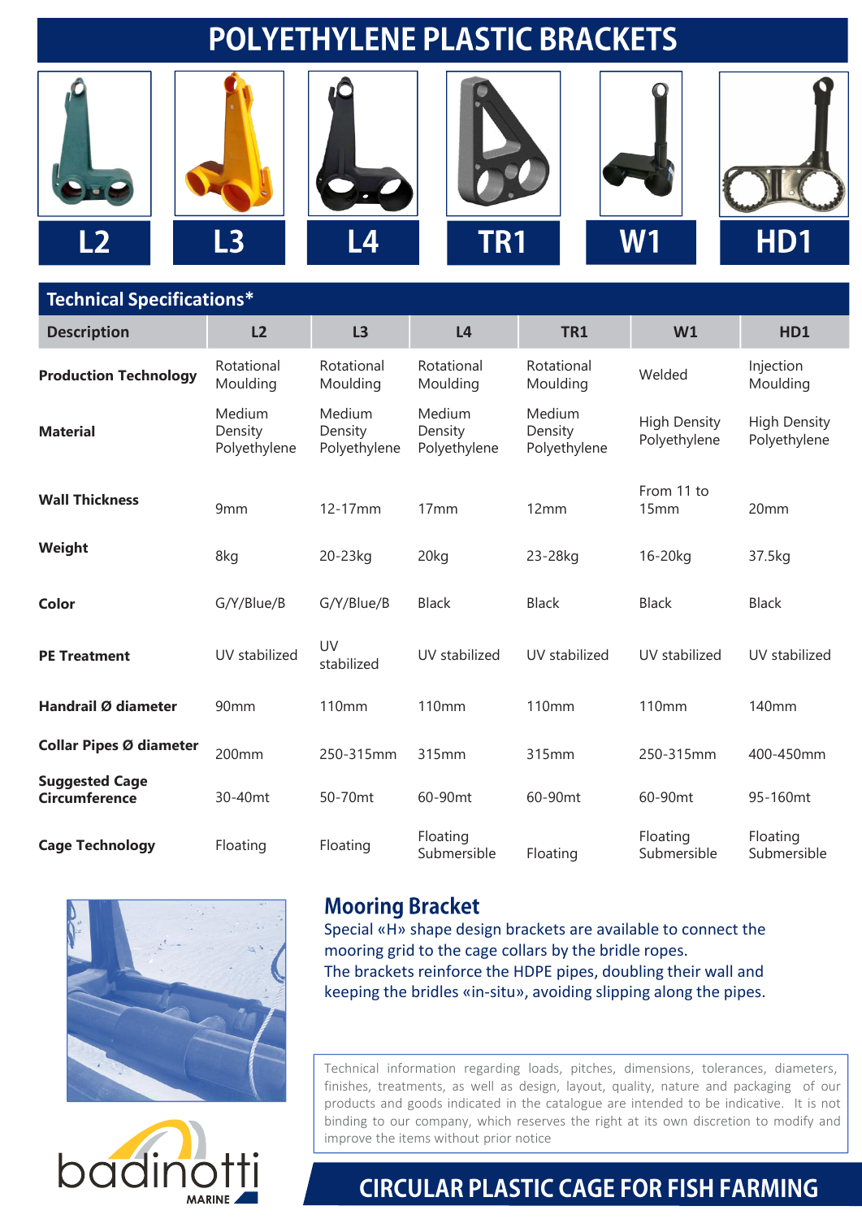# POLYETHYLENE PLASTIC BRACKETS

L2 | L3 | L4 | TR1 | W1 | HD1

## Technical Specifications*

| Description | L2 | L3 | L4 | TR1 | W1 | HD1 |
|---|---|---|---|---|---|---|
| **Production Technology** | Rotational Moulding | Rotational Moulding | Rotational Moulding | Rotational Moulding | Welded | Injection Moulding |
| **Material** | Medium Density Polyethylene | Medium Density Polyethylene | Medium Density Polyethylene | Medium Density Polyethylene | High Density Polyethylene | High Density Polyethylene |
| **Wall Thickness** | 9mm | 12-17mm | 17mm | 12mm | From 11 to 15mm | 20mm |
| **Weight** | 8kg | 20-23kg | 20kg | 23-28kg | 16-20kg | 37.5kg |
| **Color** | G/Y/Blue/B | G/Y/Blue/B | Black | Black | Black | Black |
| **PE Treatment** | UV stabilized | UV stabilized | UV stabilized | UV stabilized | UV stabilized | UV stabilized |
| **Handrail Ø diameter** | 90mm | 110mm | 110mm | 110mm | 110mm | 140mm |
| **Collar Pipes Ø diameter** | 200mm | 250-315mm | 315mm | 315mm | 250-315mm | 400-450mm |
| **Suggested Cage Circumference** | 30-40mt | 50-70mt | 60-90mt | 60-90mt | 60-90mt | 95-160mt |
| **Cage Technology** | Floating | Floating | Floating Submersible | Floating | Floating Submersible | Floating Submersible |

## Mooring Bracket

Special «H» shape design brackets are available to connect the mooring grid to the cage collars by the bridle ropes.
The brackets reinforce the HDPE pipes, doubling their wall and keeping the bridles «in-situ», avoiding slipping along the pipes.

Technical information regarding loads, pitches, dimensions, tolerances, diameters, finishes, treatments, as well as design, layout, quality, nature and packaging of our products and goods indicated in the catalogue are intended to be indicative. It is not binding to our company, which reserves the right at its own discretion to modify and improve the items without prior notice

badinotti MARINE

**CIRCULAR PLASTIC CAGE FOR FISH FARMING**